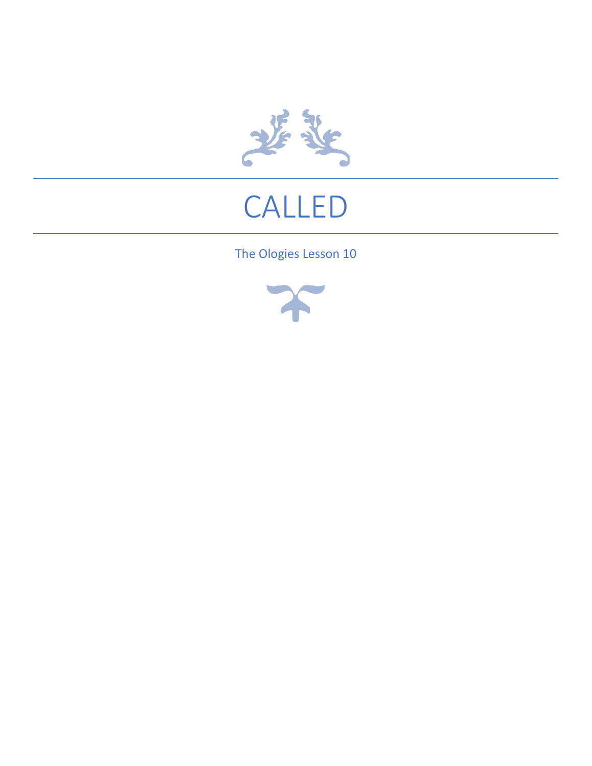# CALLED

The Ologies Lesson 10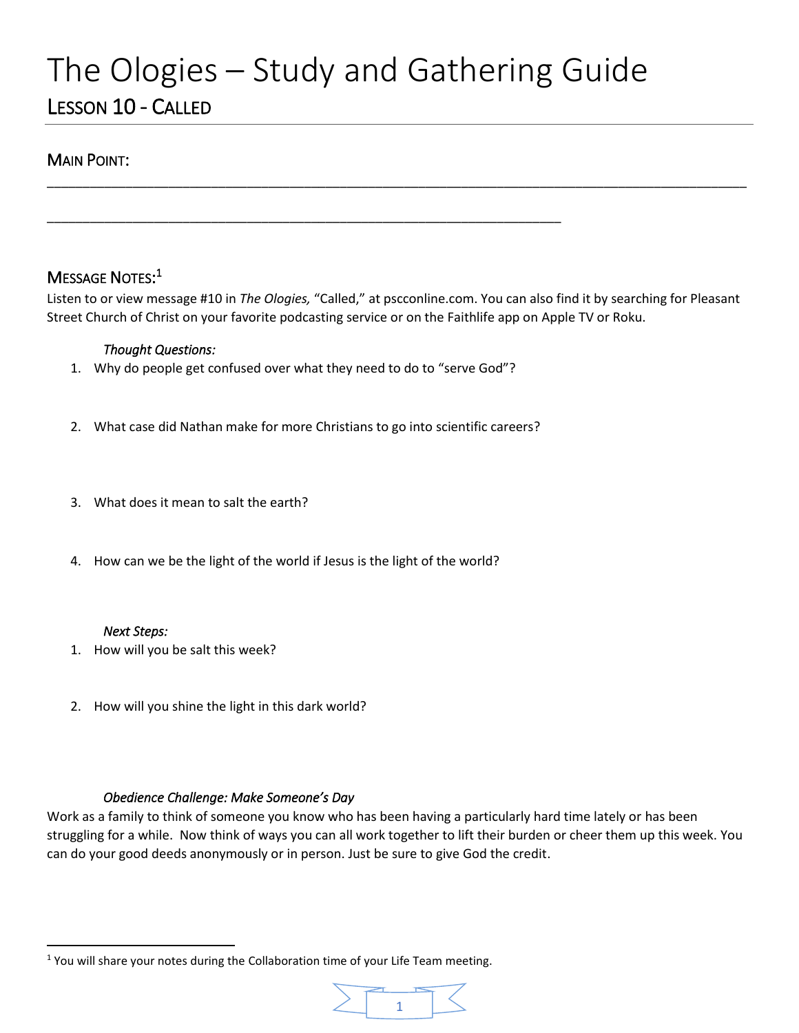# The Ologies – Study and Gathering Guide

## Lesson 10 - Called

### Main Point:

______________________________________________________________________________________

______________________________________________________________

### Message Notes:[1]

Listen to or view message #10 in *The Ologies,* "Called," at pscconline.com. You can also find it by searching for Pleasant Street Church of Christ on your favorite podcasting service or on the Faithlife app on Apple TV or Roku.

*Thought Questions:*

1. Why do people get confused over what they need to do to "serve God"?

2. What case did Nathan make for more Christians to go into scientific careers?

3. What does it mean to salt the earth?

4. How can we be the light of the world if Jesus is the light of the world?

*Next Steps:*

1. How will you be salt this week?

2. How will you shine the light in this dark world?

*Obedience Challenge: Make Someone's Day*

Work as a family to think of someone you know who has been having a particularly hard time lately or has been struggling for a while. Now think of ways you can all work together to lift their burden or cheer them up this week. You can do your good deeds anonymously or in person. Just be sure to give God the credit.

---

[1] You will share your notes during the Collaboration time of your Life Team meeting.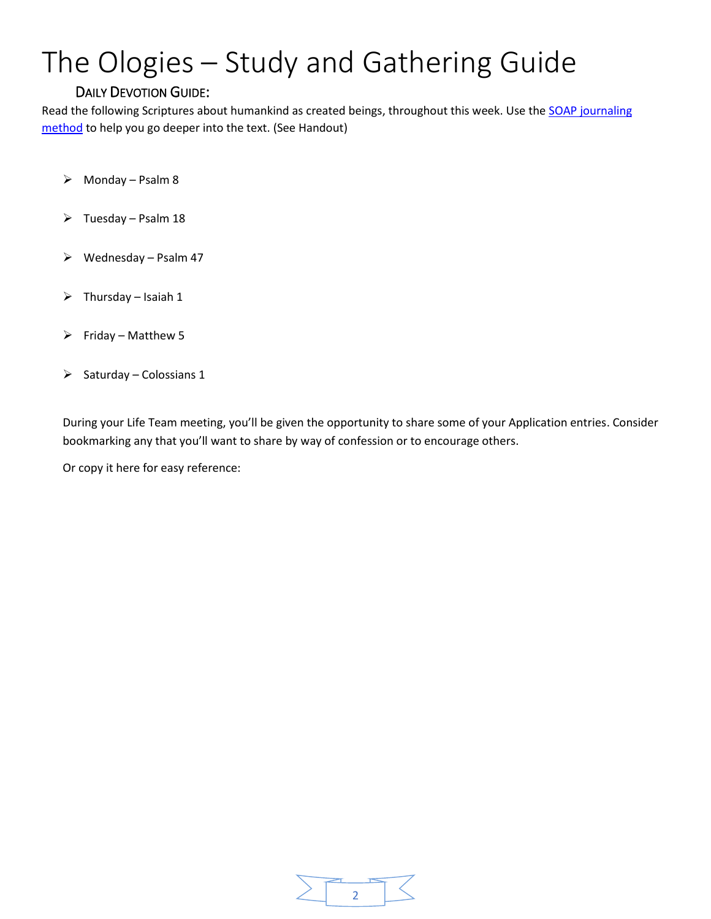# The Ologies – Study and Gathering Guide

## Daily Devotion Guide:

Read the following Scriptures about humankind as created beings, throughout this week. Use the [SOAP journaling method]() to help you go deeper into the text. (See Handout)

- Monday – Psalm 8
- Tuesday – Psalm 18
- Wednesday – Psalm 47
- Thursday – Isaiah 1
- Friday – Matthew 5
- Saturday – Colossians 1

During your Life Team meeting, you'll be given the opportunity to share some of your Application entries. Consider bookmarking any that you'll want to share by way of confession or to encourage others.

Or copy it here for easy reference: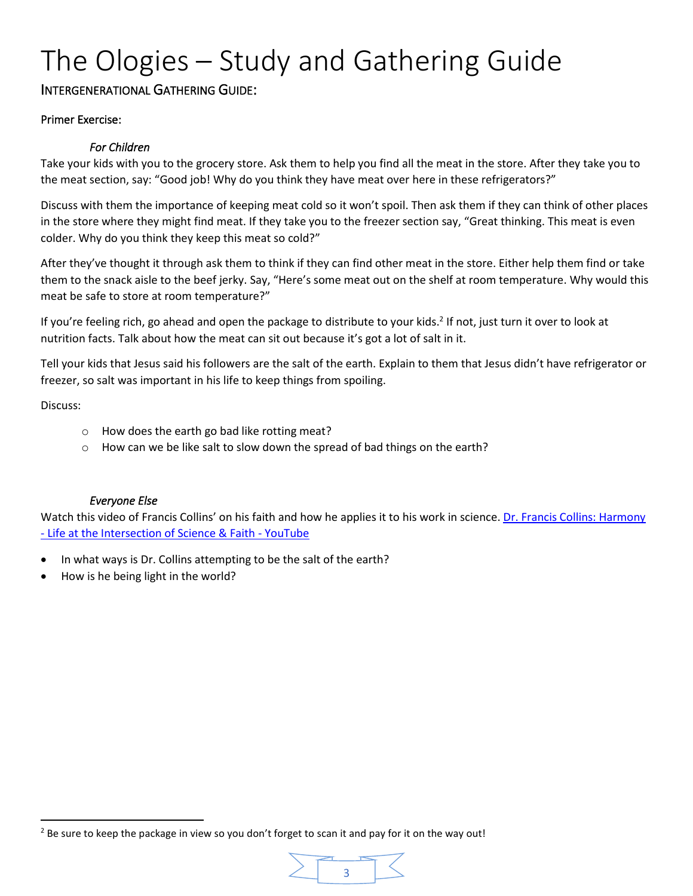# The Ologies – Study and Gathering Guide

## INTERGENERATIONAL GATHERING GUIDE:

Primer Exercise:

*For Children*

Take your kids with you to the grocery store. Ask them to help you find all the meat in the store. After they take you to the meat section, say: "Good job! Why do you think they have meat over here in these refrigerators?"

Discuss with them the importance of keeping meat cold so it won't spoil. Then ask them if they can think of other places in the store where they might find meat. If they take you to the freezer section say, "Great thinking. This meat is even colder. Why do you think they keep this meat so cold?"

After they've thought it through ask them to think if they can find other meat in the store. Either help them find or take them to the snack aisle to the beef jerky. Say, "Here's some meat out on the shelf at room temperature. Why would this meat be safe to store at room temperature?"

If you're feeling rich, go ahead and open the package to distribute to your kids.[2] If not, just turn it over to look at nutrition facts. Talk about how the meat can sit out because it's got a lot of salt in it.

Tell your kids that Jesus said his followers are the salt of the earth. Explain to them that Jesus didn't have refrigerator or freezer, so salt was important in his life to keep things from spoiling.

Discuss:

- How does the earth go bad like rotting meat?
- How can we be like salt to slow down the spread of bad things on the earth?

*Everyone Else*

Watch this video of Francis Collins' on his faith and how he applies it to his work in science. [Dr. Francis Collins: Harmony - Life at the Intersection of Science & Faith - YouTube]()

- In what ways is Dr. Collins attempting to be the salt of the earth?
- How is he being light in the world?

---

[2] Be sure to keep the package in view so you don't forget to scan it and pay for it on the way out!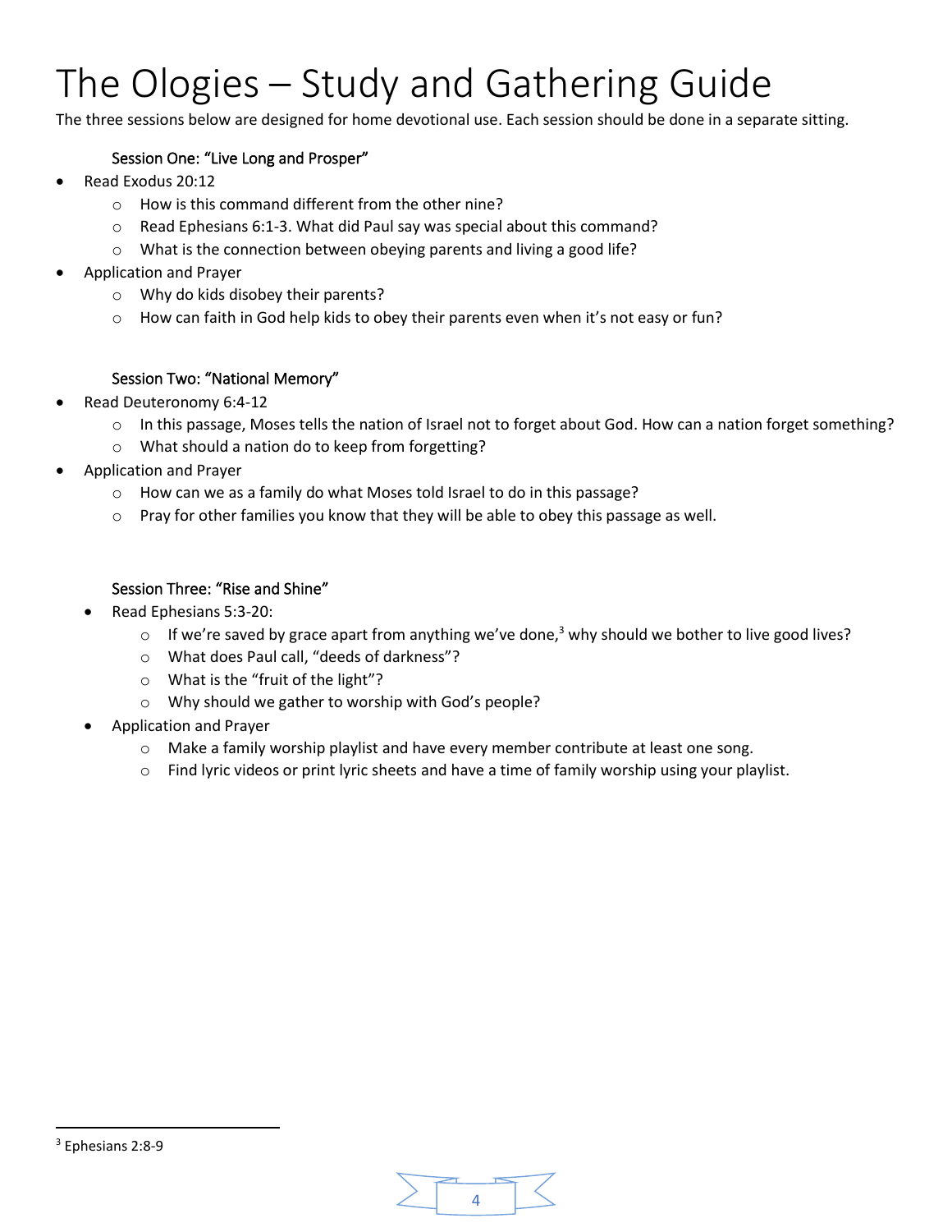# The Ologies – Study and Gathering Guide

The three sessions below are designed for home devotional use. Each session should be done in a separate sitting.

### Session One: "Live Long and Prosper"

- Read Exodus 20:12
  - How is this command different from the other nine?
  - Read Ephesians 6:1-3. What did Paul say was special about this command?
  - What is the connection between obeying parents and living a good life?
- Application and Prayer
  - Why do kids disobey their parents?
  - How can faith in God help kids to obey their parents even when it's not easy or fun?

### Session Two: "National Memory"

- Read Deuteronomy 6:4-12
  - In this passage, Moses tells the nation of Israel not to forget about God. How can a nation forget something?
  - What should a nation do to keep from forgetting?
- Application and Prayer
  - How can we as a family do what Moses told Israel to do in this passage?
  - Pray for other families you know that they will be able to obey this passage as well.

### Session Three: "Rise and Shine"

- Read Ephesians 5:3-20:
  - If we're saved by grace apart from anything we've done,[3] why should we bother to live good lives?
  - What does Paul call, "deeds of darkness"?
  - What is the "fruit of the light"?
  - Why should we gather to worship with God's people?
- Application and Prayer
  - Make a family worship playlist and have every member contribute at least one song.
  - Find lyric videos or print lyric sheets and have a time of family worship using your playlist.

---

[3] Ephesians 2:8-9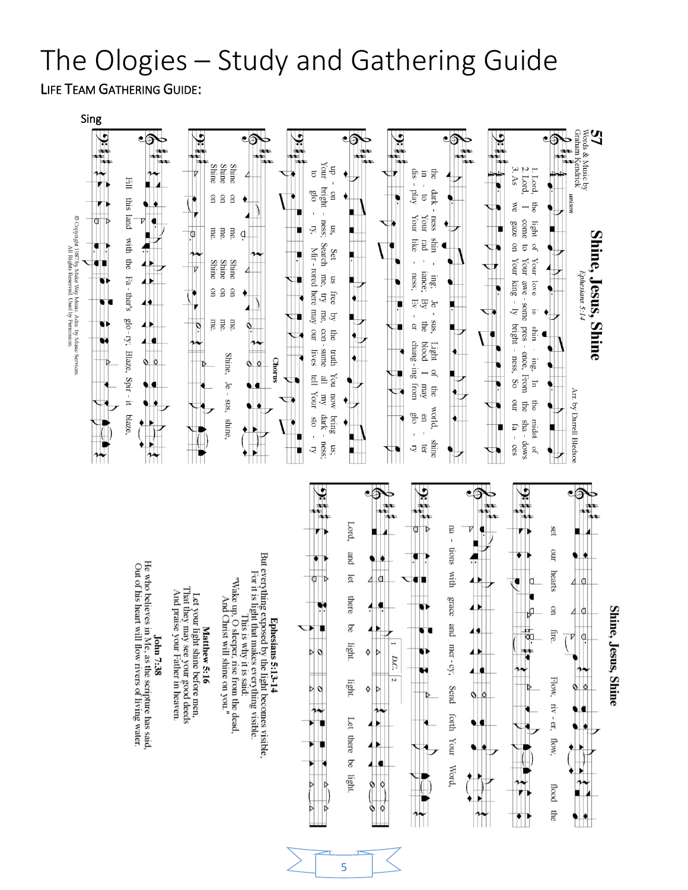# The Ologies – Study and Gathering Guide

LIFE TEAM GATHERING GUIDE:

Sing

**57**

**Shine, Jesus, Shine**

*Ephesians 5:14*

Words & Music by Graham Kendrick

Arr. by Darrell Bledsoe

*unison*

1. Lord, the light of Your love is shin - ing, In the midst of the dark - ness shin - ing; Je - sus, Light of the world, shine up - on us, Set us free by the truth You now bring us;
2. Lord, I come to Your awe - some pres - ence, From the sha - dows in - to Your rad - iance; By the blood I may en - ter Your bright - ness, Search me, try me, con - sume all my dark - ness;
3. As we gaze on Your king - ly bright - ness, So our fa - ces dis - play Your like - ness, Ev - er chang - ing from glo - ry to glo - ry, Mir - rored here may our lives tell Your sto - ry;

Shine on me. Shine on me.

**Chorus**

Shine, Je - sus, shine. Fill this land with the Fa - ther's glo - ry; Blaze, Spir - it blaze, set our hearts on fire. Flow, riv - er, flow, flood the na - tions with grace and mer - cy; Send forth Your Word, Lord, and let there be light. light. Let there be light.

D.C.

© Copyright 1987 by Make Way Music. Adm. by Music Services. All Rights Reserved. Used by Permission.

**Ephesians 5:13-14**

But everything exposed by the light becomes visible,
For it is light that makes everything visible.
This is why it is said:
"Wake up, O sleeper, rise from the dead,
And Christ will shine on you."

**Matthew 5:16**

Let your light shine before men,
That they may see your good deeds
And praise your Father in heaven.

**John 7:38**

He who believes in Me, as the scripture has said,
Out of his heart will flow rivers of living water.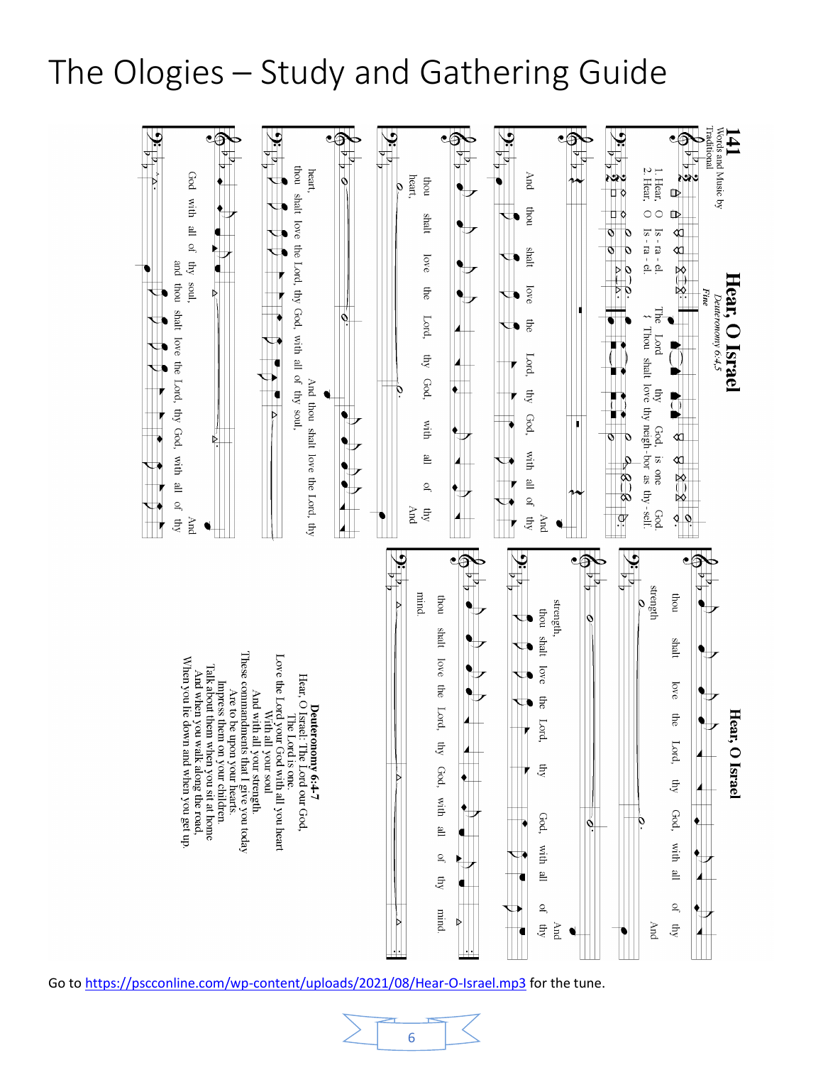# The Ologies – Study and Gathering Guide

**141**

**Hear, O Israel**

*Deuteronomy 6:4,5*

Words and Music by Traditional

1. Hear, O Is - ra - el. The Lord thy God, is one God.
2. Hear, O Is - ra - el. Thou shalt love thy neigh - bor as thy - self.

*Fine*

And thou shalt love the Lord, thy God, with all of thy heart, thou shalt love the Lord, thy God, with all of thy heart, And thou shalt love the Lord, thy God, with all of thy soul, thou shalt love the Lord, thy God, with all of thy soul, and thou shalt love the Lord, thy God, with all of thy strength thou shalt love the Lord, thy God, with all of thy strength, thou shalt love the Lord, thy God, with all of thy mind.

**Deuteronomy 6:4-7**

Hear, O Israel: The Lord our God,
The Lord is one.
Love the Lord your God with all you heart
With all your soul
And with all your strength.
These commandments that I give you today
Are to be upon your hearts.
Impress them on your children.
Talk about them when you sit at home
And when you walk along the road,
When you lie down and when you get up.

Go to https://pscconline.com/wp-content/uploads/2021/08/Hear-O-Israel.mp3 for the tune.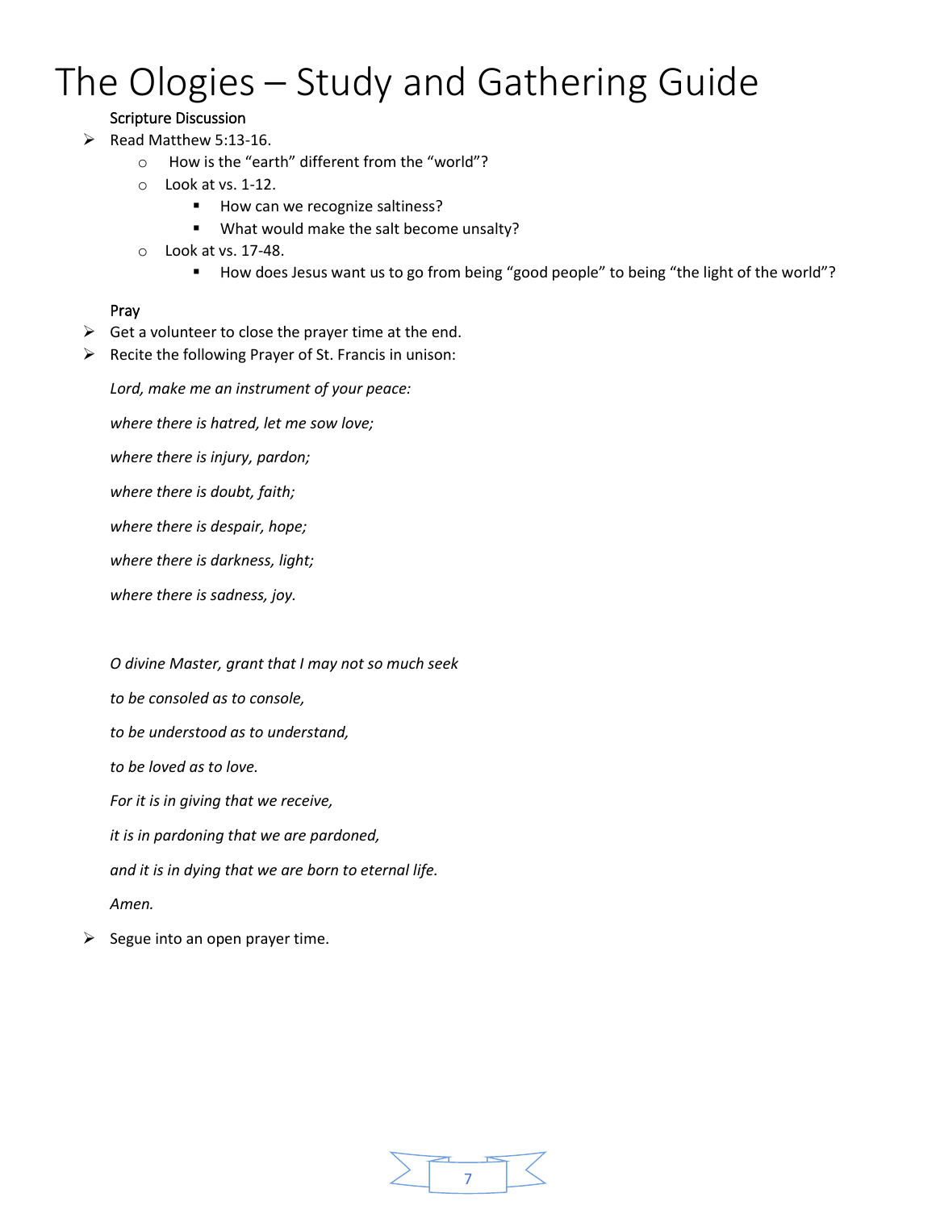# The Ologies – Study and Gathering Guide

### Scripture Discussion

- Read Matthew 5:13-16.
  - How is the "earth" different from the "world"?
  - Look at vs. 1-12.
    - How can we recognize saltiness?
    - What would make the salt become unsalty?
  - Look at vs. 17-48.
    - How does Jesus want us to go from being "good people" to being "the light of the world"?

### Pray

- Get a volunteer to close the prayer time at the end.
- Recite the following Prayer of St. Francis in unison:

*Lord, make me an instrument of your peace:*

*where there is hatred, let me sow love;*

*where there is injury, pardon;*

*where there is doubt, faith;*

*where there is despair, hope;*

*where there is darkness, light;*

*where there is sadness, joy.*

*O divine Master, grant that I may not so much seek*

*to be consoled as to console,*

*to be understood as to understand,*

*to be loved as to love.*

*For it is in giving that we receive,*

*it is in pardoning that we are pardoned,*

*and it is in dying that we are born to eternal life.*

*Amen.*

- Segue into an open prayer time.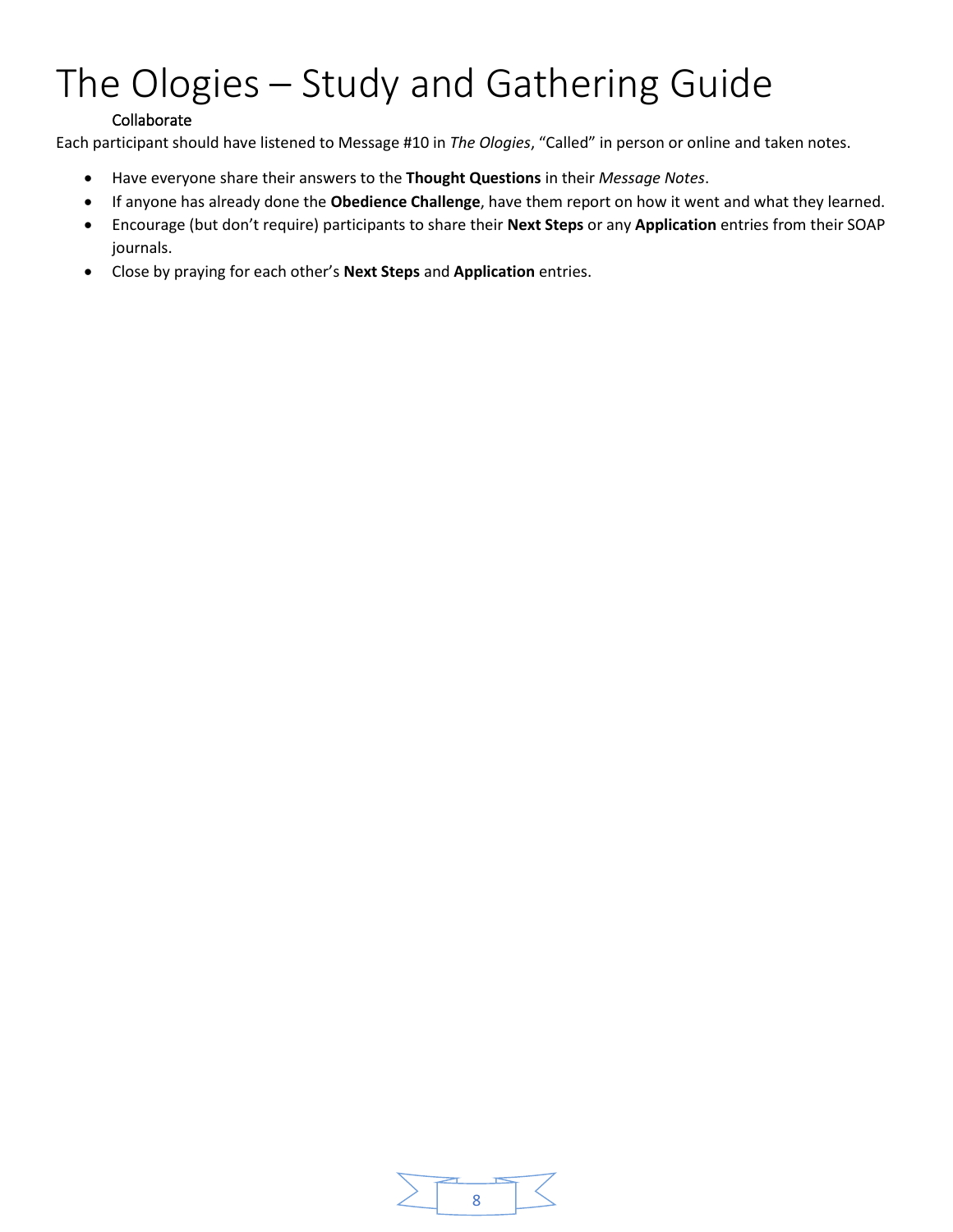# The Ologies – Study and Gathering Guide

### Collaborate

Each participant should have listened to Message #10 in *The Ologies*, "Called" in person or online and taken notes.

- Have everyone share their answers to the **Thought Questions** in their *Message Notes*.
- If anyone has already done the **Obedience Challenge**, have them report on how it went and what they learned.
- Encourage (but don't require) participants to share their **Next Steps** or any **Application** entries from their SOAP journals.
- Close by praying for each other's **Next Steps** and **Application** entries.